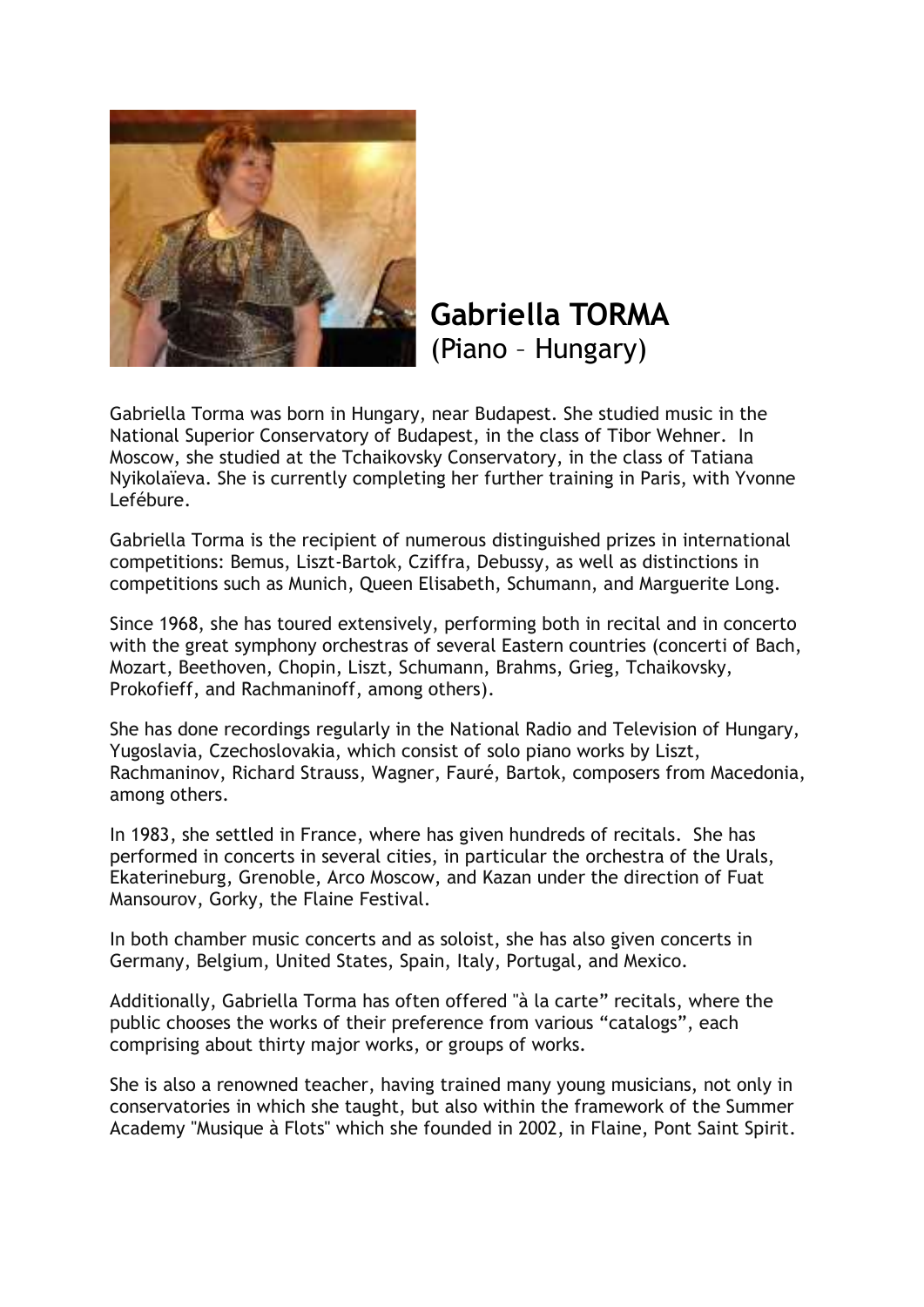# Gabriella TORMA
(Piano – Hungary)

Gabriella Torma was born in Hungary, near Budapest. She studied music in the National Superior Conservatory of Budapest, in the class of Tibor Wehner. In Moscow, she studied at the Tchaikovsky Conservatory, in the class of Tatiana Nyikolaïeva. She is currently completing her further training in Paris, with Yvonne Lefébure.

Gabriella Torma is the recipient of numerous distinguished prizes in international competitions: Bemus, Liszt-Bartok, Cziffra, Debussy, as well as distinctions in competitions such as Munich, Queen Elisabeth, Schumann, and Marguerite Long.

Since 1968, she has toured extensively, performing both in recital and in concerto with the great symphony orchestras of several Eastern countries (concerti of Bach, Mozart, Beethoven, Chopin, Liszt, Schumann, Brahms, Grieg, Tchaikovsky, Prokofieff, and Rachmaninoff, among others).

She has done recordings regularly in the National Radio and Television of Hungary, Yugoslavia, Czechoslovakia, which consist of solo piano works by Liszt, Rachmaninov, Richard Strauss, Wagner, Fauré, Bartok, composers from Macedonia, among others.

In 1983, she settled in France, where has given hundreds of recitals. She has performed in concerts in several cities, in particular the orchestra of the Urals, Ekaterineburg, Grenoble, Arco Moscow, and Kazan under the direction of Fuat Mansourov, Gorky, the Flaine Festival.

In both chamber music concerts and as soloist, she has also given concerts in Germany, Belgium, United States, Spain, Italy, Portugal, and Mexico.

Additionally, Gabriella Torma has often offered "à la carte" recitals, where the public chooses the works of their preference from various "catalogs", each comprising about thirty major works, or groups of works.

She is also a renowned teacher, having trained many young musicians, not only in conservatories in which she taught, but also within the framework of the Summer Academy "Musique à Flots" which she founded in 2002, in Flaine, Pont Saint Spirit.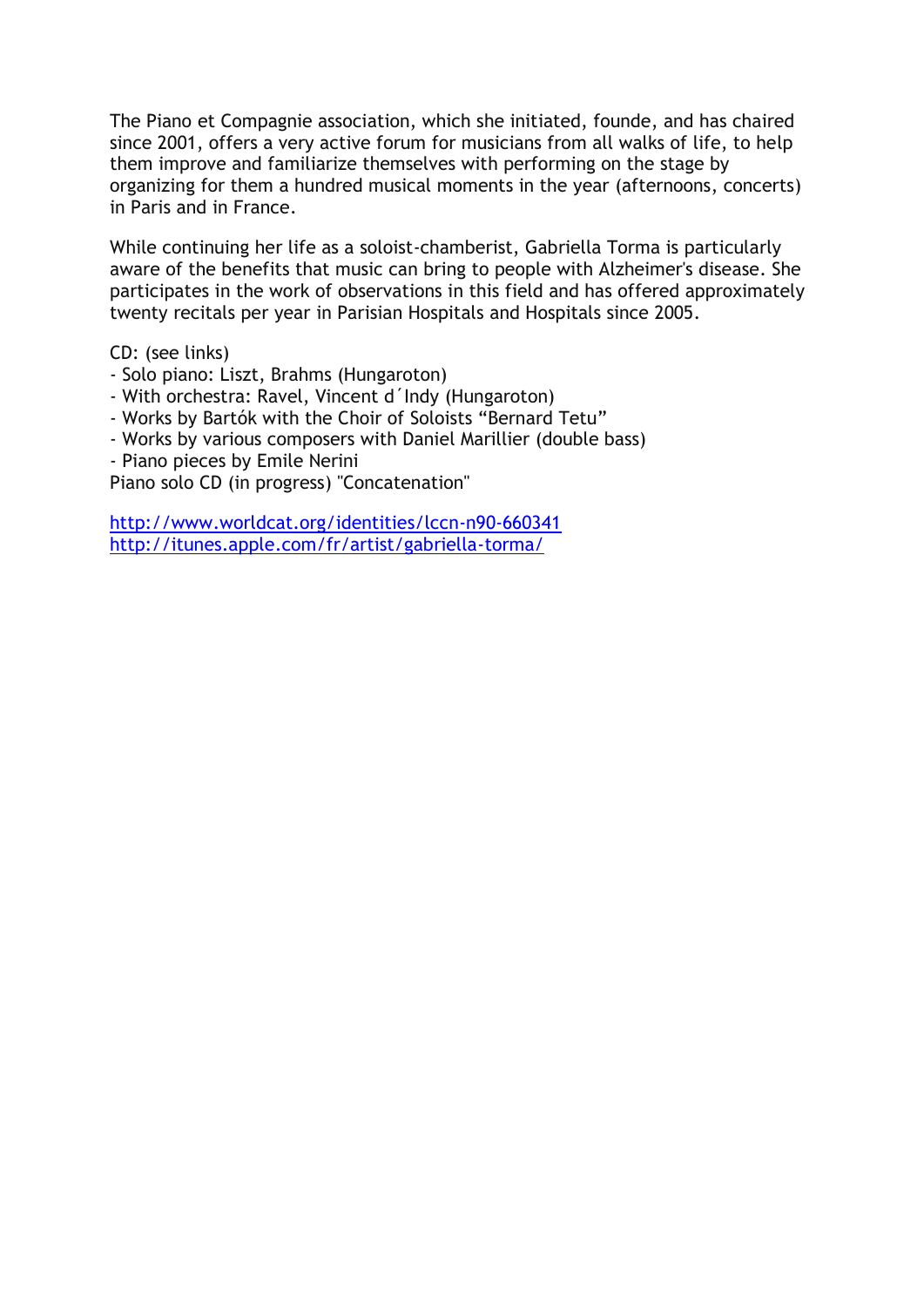The Piano et Compagnie association, which she initiated, founde, and has chaired since 2001, offers a very active forum for musicians from all walks of life, to help them improve and familiarize themselves with performing on the stage by organizing for them a hundred musical moments in the year (afternoons, concerts) in Paris and in France.

While continuing her life as a soloist-chamberist, Gabriella Torma is particularly aware of the benefits that music can bring to people with Alzheimer's disease. She participates in the work of observations in this field and has offered approximately twenty recitals per year in Parisian Hospitals and Hospitals since 2005.

CD: (see links)
- Solo piano: Liszt, Brahms (Hungaroton)
- With orchestra: Ravel, Vincent d´Indy (Hungaroton)
- Works by Bartók with the Choir of Soloists "Bernard Tetu"
- Works by various composers with Daniel Marillier (double bass)
- Piano pieces by Emile Nerini

Piano solo CD (in progress) "Concatenation"

http://www.worldcat.org/identities/lccn-n90-660341
http://itunes.apple.com/fr/artist/gabriella-torma/